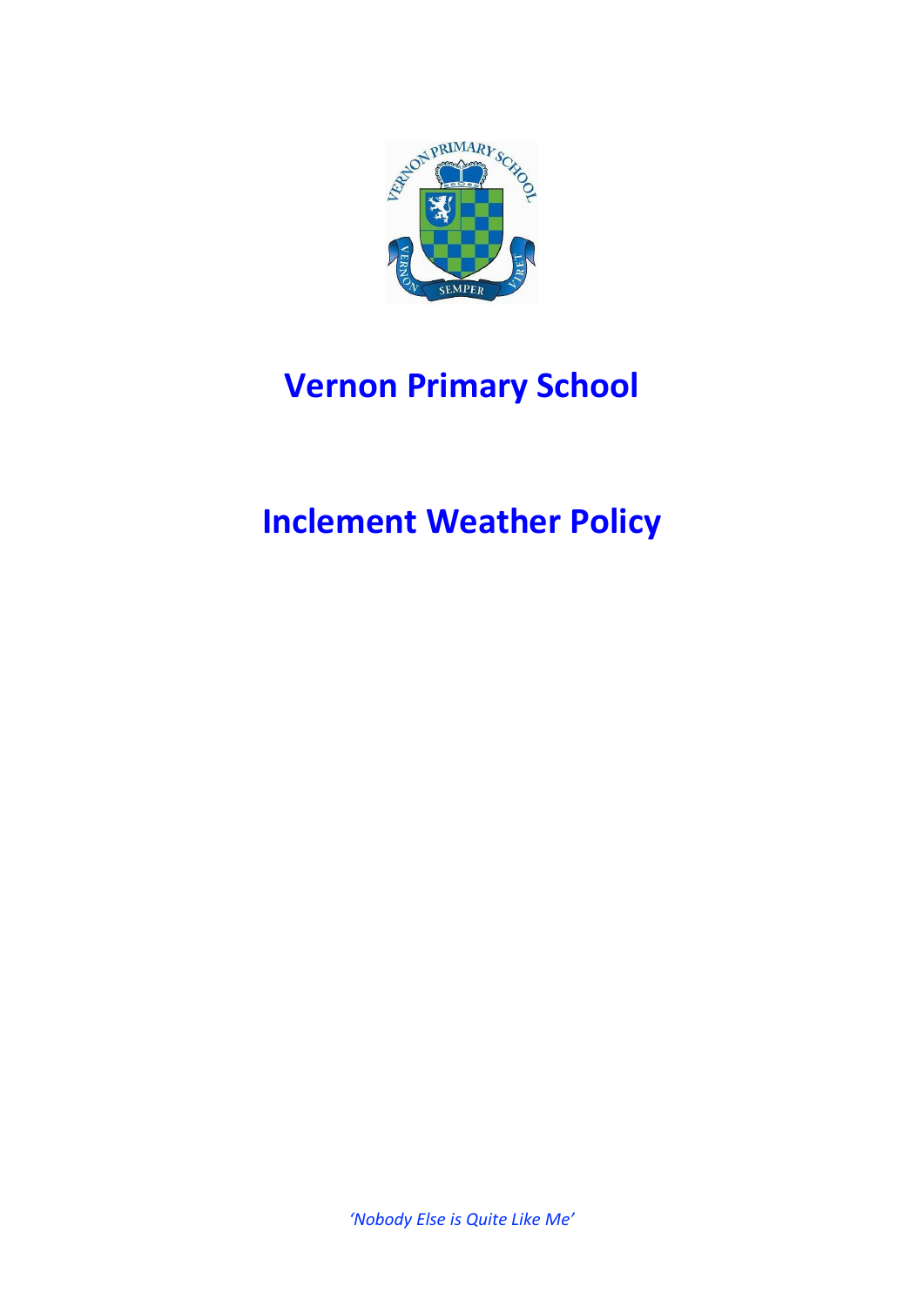# Vernon Primary School

# Inclement Weather Policy

*'Nobody Else is Quite Like Me'*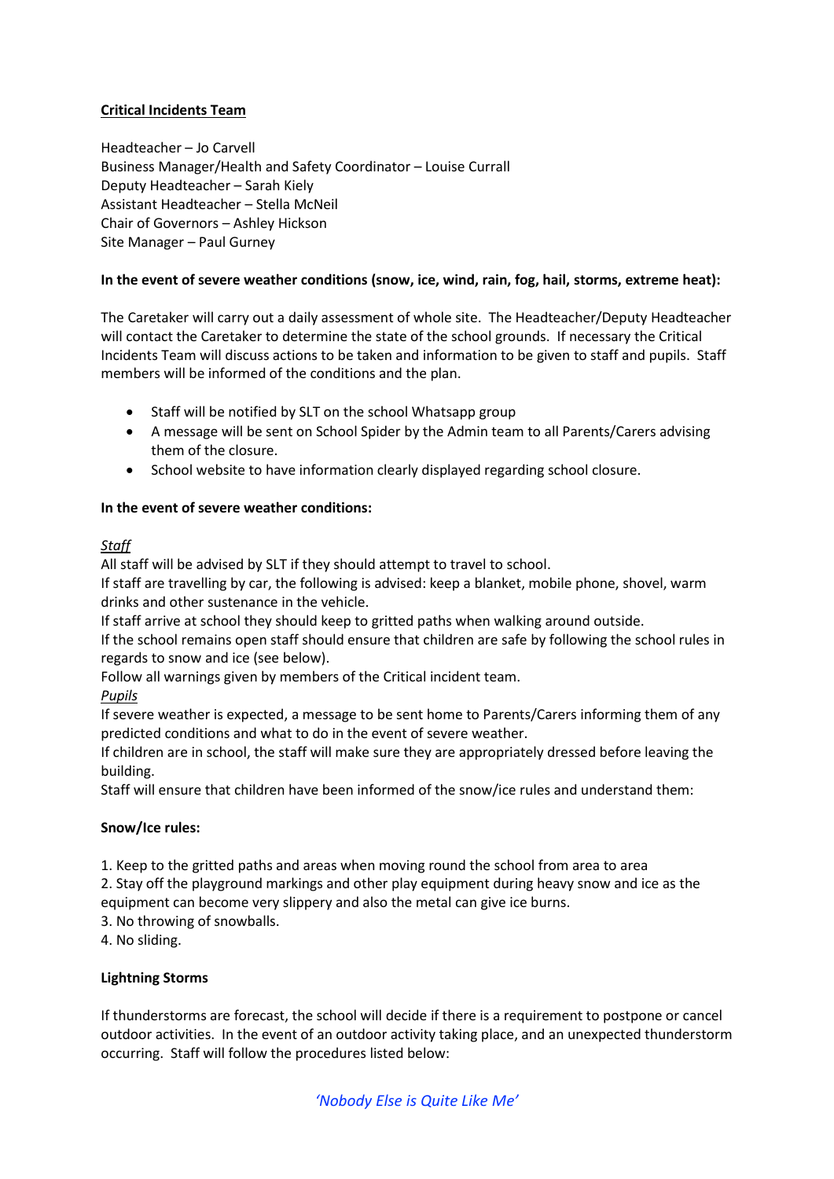**Critical Incidents Team**

Headteacher – Jo Carvell
Business Manager/Health and Safety Coordinator – Louise Currall
Deputy Headteacher – Sarah Kiely
Assistant Headteacher – Stella McNeil
Chair of Governors – Ashley Hickson
Site Manager – Paul Gurney

**In the event of severe weather conditions (snow, ice, wind, rain, fog, hail, storms, extreme heat):**

The Caretaker will carry out a daily assessment of whole site. The Headteacher/Deputy Headteacher will contact the Caretaker to determine the state of the school grounds. If necessary the Critical Incidents Team will discuss actions to be taken and information to be given to staff and pupils. Staff members will be informed of the conditions and the plan.

- Staff will be notified by SLT on the school Whatsapp group
- A message will be sent on School Spider by the Admin team to all Parents/Carers advising them of the closure.
- School website to have information clearly displayed regarding school closure.

**In the event of severe weather conditions:**

*Staff*
All staff will be advised by SLT if they should attempt to travel to school.
If staff are travelling by car, the following is advised: keep a blanket, mobile phone, shovel, warm drinks and other sustenance in the vehicle.
If staff arrive at school they should keep to gritted paths when walking around outside.
If the school remains open staff should ensure that children are safe by following the school rules in regards to snow and ice (see below).
Follow all warnings given by members of the Critical incident team.

*Pupils*
If severe weather is expected, a message to be sent home to Parents/Carers informing them of any predicted conditions and what to do in the event of severe weather.
If children are in school, the staff will make sure they are appropriately dressed before leaving the building.
Staff will ensure that children have been informed of the snow/ice rules and understand them:

**Snow/Ice rules:**

1. Keep to the gritted paths and areas when moving round the school from area to area
2. Stay off the playground markings and other play equipment during heavy snow and ice as the equipment can become very slippery and also the metal can give ice burns.
3. No throwing of snowballs.
4. No sliding.

**Lightning Storms**

If thunderstorms are forecast, the school will decide if there is a requirement to postpone or cancel outdoor activities. In the event of an outdoor activity taking place, and an unexpected thunderstorm occurring. Staff will follow the procedures listed below: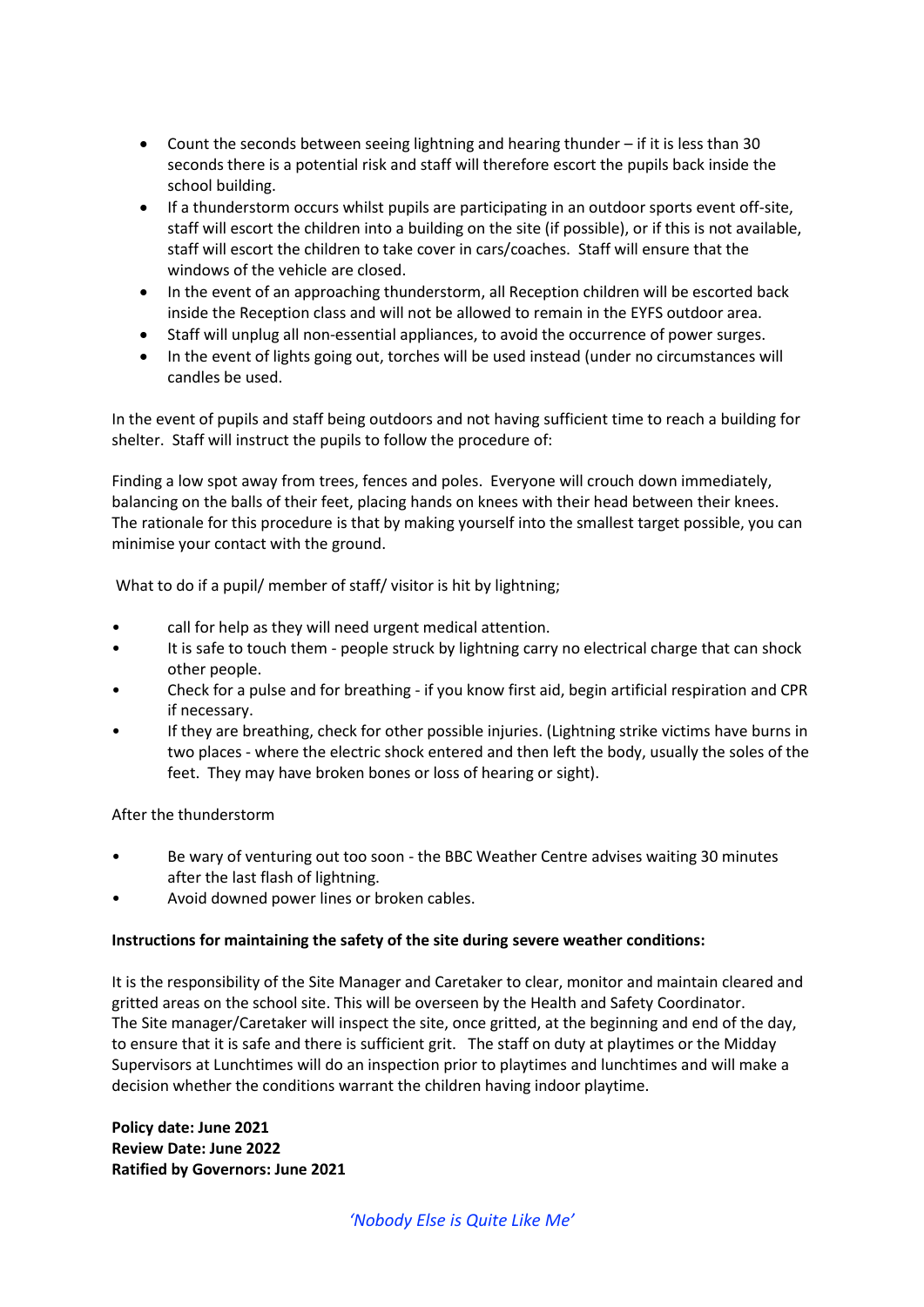- Count the seconds between seeing lightning and hearing thunder – if it is less than 30 seconds there is a potential risk and staff will therefore escort the pupils back inside the school building.
- If a thunderstorm occurs whilst pupils are participating in an outdoor sports event off-site, staff will escort the children into a building on the site (if possible), or if this is not available, staff will escort the children to take cover in cars/coaches. Staff will ensure that the windows of the vehicle are closed.
- In the event of an approaching thunderstorm, all Reception children will be escorted back inside the Reception class and will not be allowed to remain in the EYFS outdoor area.
- Staff will unplug all non-essential appliances, to avoid the occurrence of power surges.
- In the event of lights going out, torches will be used instead (under no circumstances will candles be used.

In the event of pupils and staff being outdoors and not having sufficient time to reach a building for shelter. Staff will instruct the pupils to follow the procedure of:

Finding a low spot away from trees, fences and poles. Everyone will crouch down immediately, balancing on the balls of their feet, placing hands on knees with their head between their knees. The rationale for this procedure is that by making yourself into the smallest target possible, you can minimise your contact with the ground.

What to do if a pupil/ member of staff/ visitor is hit by lightning;

- call for help as they will need urgent medical attention.
- It is safe to touch them - people struck by lightning carry no electrical charge that can shock other people.
- Check for a pulse and for breathing - if you know first aid, begin artificial respiration and CPR if necessary.
- If they are breathing, check for other possible injuries. (Lightning strike victims have burns in two places - where the electric shock entered and then left the body, usually the soles of the feet. They may have broken bones or loss of hearing or sight).

After the thunderstorm

- Be wary of venturing out too soon - the BBC Weather Centre advises waiting 30 minutes after the last flash of lightning.
- Avoid downed power lines or broken cables.

**Instructions for maintaining the safety of the site during severe weather conditions:**

It is the responsibility of the Site Manager and Caretaker to clear, monitor and maintain cleared and gritted areas on the school site. This will be overseen by the Health and Safety Coordinator.
The Site manager/Caretaker will inspect the site, once gritted, at the beginning and end of the day, to ensure that it is safe and there is sufficient grit. The staff on duty at playtimes or the Midday Supervisors at Lunchtimes will do an inspection prior to playtimes and lunchtimes and will make a decision whether the conditions warrant the children having indoor playtime.

**Policy date: June 2021**
**Review Date: June 2022**
**Ratified by Governors: June 2021**

*'Nobody Else is Quite Like Me'*